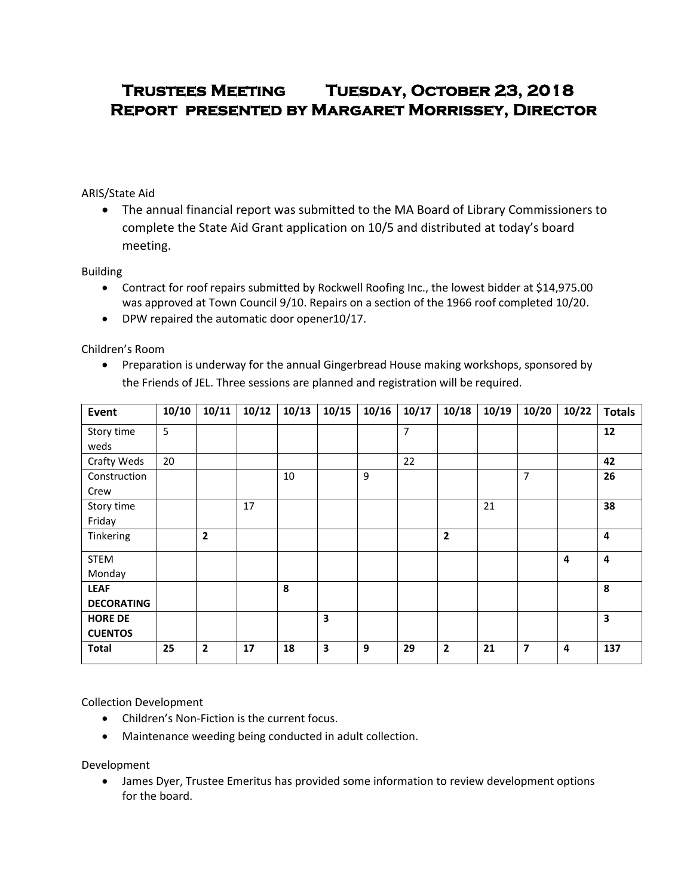# Trustees Meeting Tuesday, October 23, 2018
# Report presented by Margaret Morrissey, Director

ARIS/State Aid

- The annual financial report was submitted to the MA Board of Library Commissioners to complete the State Aid Grant application on 10/5 and distributed at today's board meeting.

Building

- Contract for roof repairs submitted by Rockwell Roofing Inc., the lowest bidder at $14,975.00 was approved at Town Council 9/10. Repairs on a section of the 1966 roof completed 10/20.
- DPW repaired the automatic door opener10/17.

Children's Room

- Preparation is underway for the annual Gingerbread House making workshops, sponsored by the Friends of JEL. Three sessions are planned and registration will be required.

| Event | 10/10 | 10/11 | 10/12 | 10/13 | 10/15 | 10/16 | 10/17 | 10/18 | 10/19 | 10/20 | 10/22 | Totals |
|---|---|---|---|---|---|---|---|---|---|---|---|---|
| Story time weds | 5 | | | | | | 7 | | | | | **12** |
| Crafty Weds | 20 | | | | | | 22 | | | | | **42** |
| Construction Crew | | | | 10 | | 9 | | | | 7 | | **26** |
| Story time Friday | | | 17 | | | | | | 21 | | | **38** |
| Tinkering | | **2** | | | | | | **2** | | | | **4** |
| STEM Monday | | | | | | | | | | | **4** | **4** |
| **LEAF DECORATING** | | | | **8** | | | | | | | | **8** |
| **HORE DE CUENTOS** | | | | | **3** | | | | | | | **3** |
| **Total** | **25** | **2** | **17** | **18** | **3** | **9** | **29** | **2** | **21** | **7** | **4** | **137** |

Collection Development

- Children's Non-Fiction is the current focus.
- Maintenance weeding being conducted in adult collection.

Development

- James Dyer, Trustee Emeritus has provided some information to review development options for the board.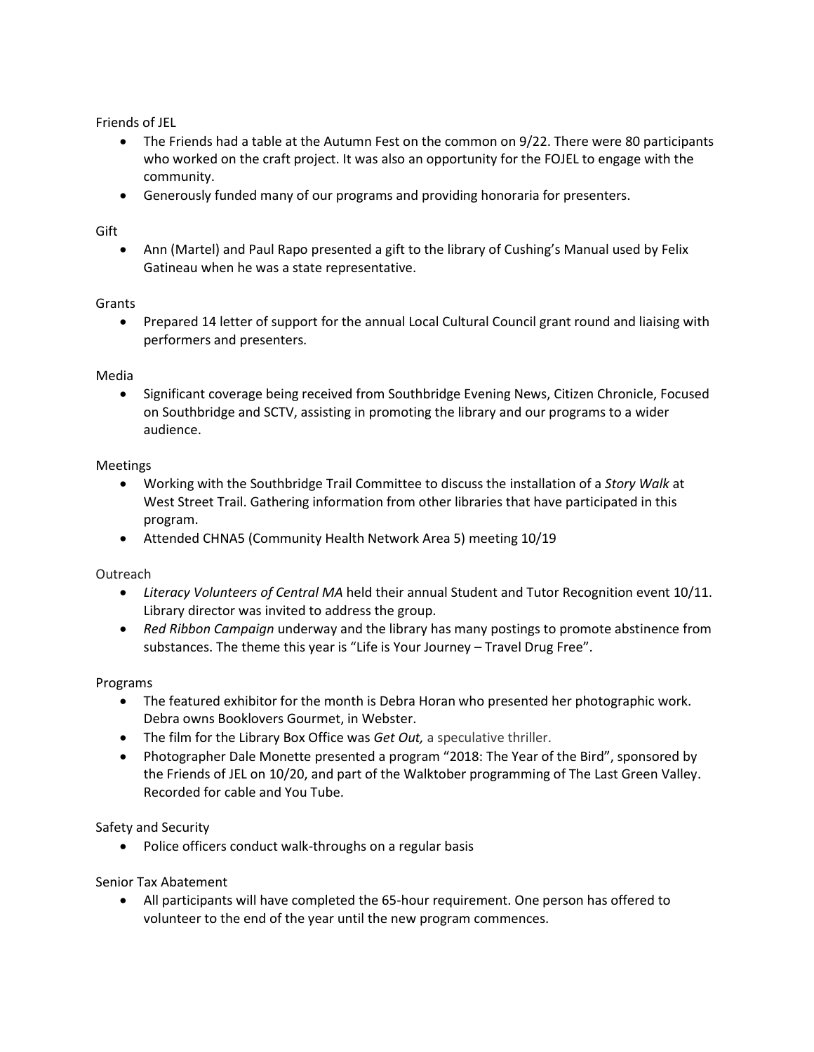Friends of JEL

- The Friends had a table at the Autumn Fest on the common on 9/22. There were 80 participants who worked on the craft project. It was also an opportunity for the FOJEL to engage with the community.
- Generously funded many of our programs and providing honoraria for presenters.

Gift

- Ann (Martel) and Paul Rapo presented a gift to the library of Cushing's Manual used by Felix Gatineau when he was a state representative.

Grants

- Prepared 14 letter of support for the annual Local Cultural Council grant round and liaising with performers and presenters.

Media

- Significant coverage being received from Southbridge Evening News, Citizen Chronicle, Focused on Southbridge and SCTV, assisting in promoting the library and our programs to a wider audience.

Meetings

- Working with the Southbridge Trail Committee to discuss the installation of a *Story Walk* at West Street Trail. Gathering information from other libraries that have participated in this program.
- Attended CHNA5 (Community Health Network Area 5) meeting 10/19

Outreach

- *Literacy Volunteers of Central MA* held their annual Student and Tutor Recognition event 10/11. Library director was invited to address the group.
- *Red Ribbon Campaign* underway and the library has many postings to promote abstinence from substances. The theme this year is "Life is Your Journey – Travel Drug Free".

Programs

- The featured exhibitor for the month is Debra Horan who presented her photographic work. Debra owns Booklovers Gourmet, in Webster.
- The film for the Library Box Office was *Get Out,* a speculative thriller.
- Photographer Dale Monette presented a program "2018: The Year of the Bird", sponsored by the Friends of JEL on 10/20, and part of the Walktober programming of The Last Green Valley. Recorded for cable and You Tube.

Safety and Security

- Police officers conduct walk-throughs on a regular basis

Senior Tax Abatement

- All participants will have completed the 65-hour requirement. One person has offered to volunteer to the end of the year until the new program commences.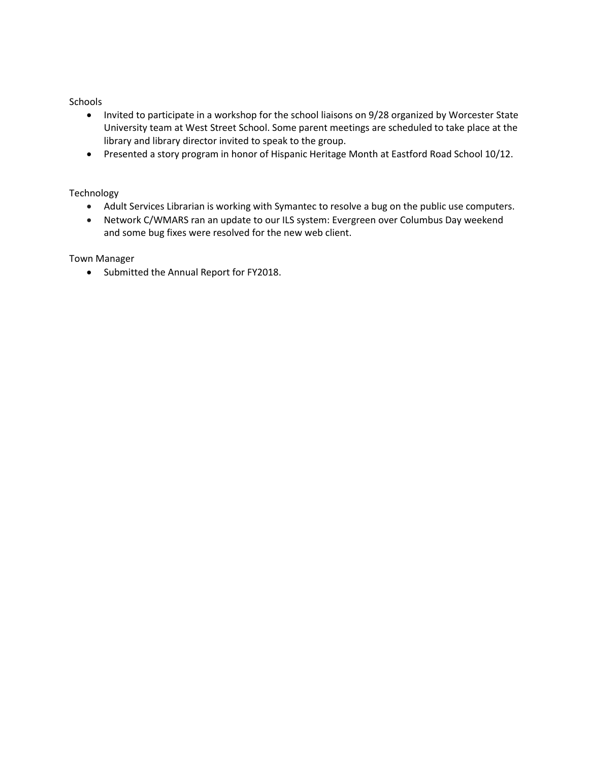Schools

- Invited to participate in a workshop for the school liaisons on 9/28 organized by Worcester State University team at West Street School. Some parent meetings are scheduled to take place at the library and library director invited to speak to the group.
- Presented a story program in honor of Hispanic Heritage Month at Eastford Road School 10/12.

Technology

- Adult Services Librarian is working with Symantec to resolve a bug on the public use computers.
- Network C/WMARS ran an update to our ILS system: Evergreen over Columbus Day weekend and some bug fixes were resolved for the new web client.

Town Manager

- Submitted the Annual Report for FY2018.